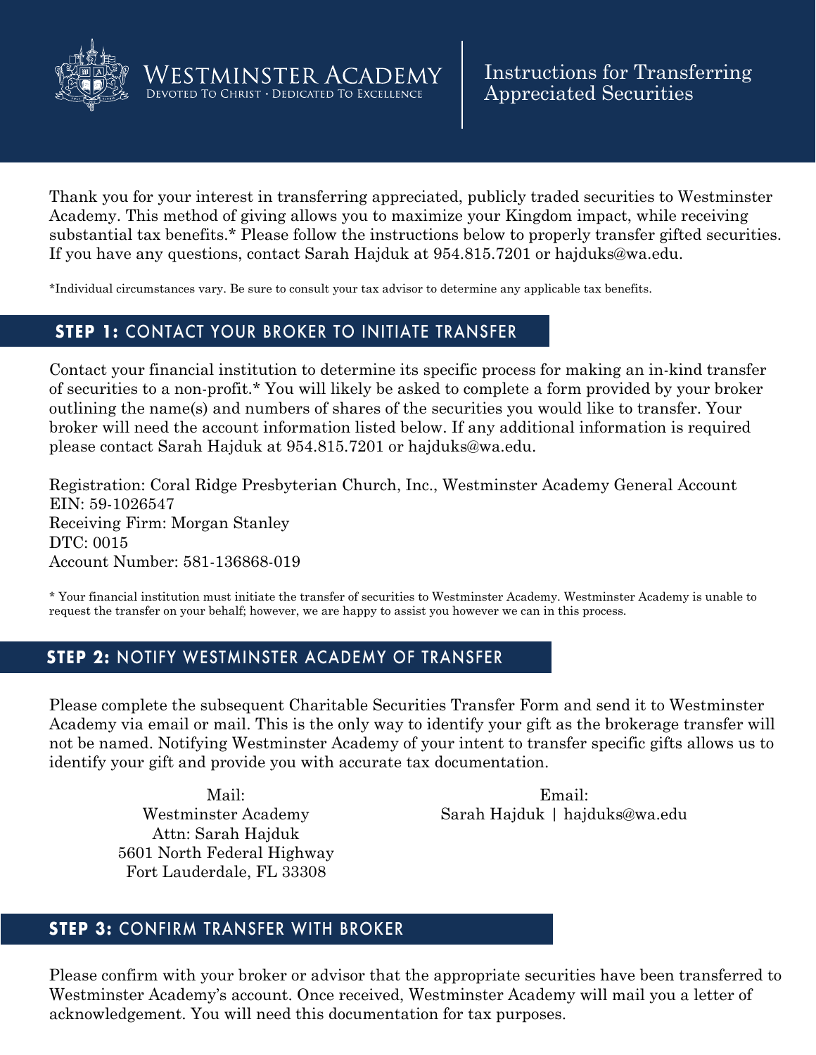# Westminster Academy

Devoted To Christ • Dedicated To Excellence

# Instructions for Transferring Appreciated Securities

Thank you for your interest in transferring appreciated, publicly traded securities to Westminster Academy. This method of giving allows you to maximize your Kingdom impact, while receiving substantial tax benefits.* Please follow the instructions below to properly transfer gifted securities. If you have any questions, contact Sarah Hajduk at 954.815.7201 or hajduks@wa.edu.

*Individual circumstances vary. Be sure to consult your tax advisor to determine any applicable tax benefits.

## **STEP 1:** CONTACT YOUR BROKER TO INITIATE TRANSFER

Contact your financial institution to determine its specific process for making an in-kind transfer of securities to a non-profit.* You will likely be asked to complete a form provided by your broker outlining the name(s) and numbers of shares of the securities you would like to transfer. Your broker will need the account information listed below. If any additional information is required please contact Sarah Hajduk at 954.815.7201 or hajduks@wa.edu.

Registration: Coral Ridge Presbyterian Church, Inc., Westminster Academy General Account
EIN: 59-1026547
Receiving Firm: Morgan Stanley
DTC: 0015
Account Number: 581-136868-019

* Your financial institution must initiate the transfer of securities to Westminster Academy. Westminster Academy is unable to request the transfer on your behalf; however, we are happy to assist you however we can in this process.

## **STEP 2:** NOTIFY WESTMINSTER ACADEMY OF TRANSFER

Please complete the subsequent Charitable Securities Transfer Form and send it to Westminster Academy via email or mail. This is the only way to identify your gift as the brokerage transfer will not be named. Notifying Westminster Academy of your intent to transfer specific gifts allows us to identify your gift and provide you with accurate tax documentation.

Mail:
Westminster Academy
Attn: Sarah Hajduk
5601 North Federal Highway
Fort Lauderdale, FL 33308

Email:
Sarah Hajduk | hajduks@wa.edu

## **STEP 3:** CONFIRM TRANSFER WITH BROKER

Please confirm with your broker or advisor that the appropriate securities have been transferred to Westminster Academy's account. Once received, Westminster Academy will mail you a letter of acknowledgement. You will need this documentation for tax purposes.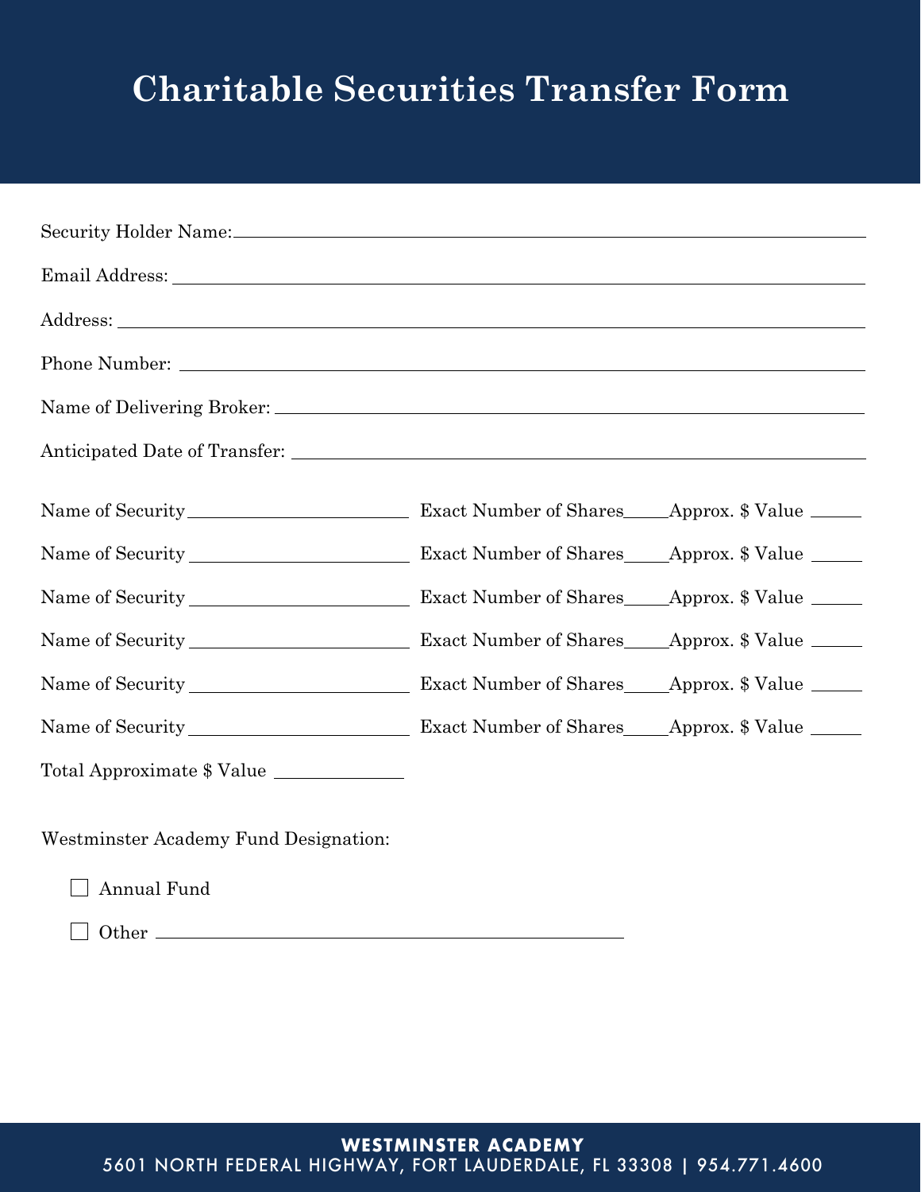# Charitable Securities Transfer Form

Security Holder Name: ____________________

Email Address: ____________________

Address: ____________________

Phone Number: ____________________

Name of Delivering Broker: ____________________

Anticipated Date of Transfer: ____________________

Name of Security ____________ Exact Number of Shares ____ Approx. $ Value ____

Name of Security ____________ Exact Number of Shares ____ Approx. $ Value ____

Name of Security ____________ Exact Number of Shares ____ Approx. $ Value ____

Name of Security ____________ Exact Number of Shares ____ Approx. $ Value ____

Name of Security ____________ Exact Number of Shares ____ Approx. $ Value ____

Name of Security ____________ Exact Number of Shares ____ Approx. $ Value ____

Total Approximate $ Value ____________

Westminster Academy Fund Designation:

- ☐ Annual Fund
- ☐ Other ____________________

**WESTMINSTER ACADEMY**
5601 NORTH FEDERAL HIGHWAY, FORT LAUDERDALE, FL 33308 | 954.771.4600